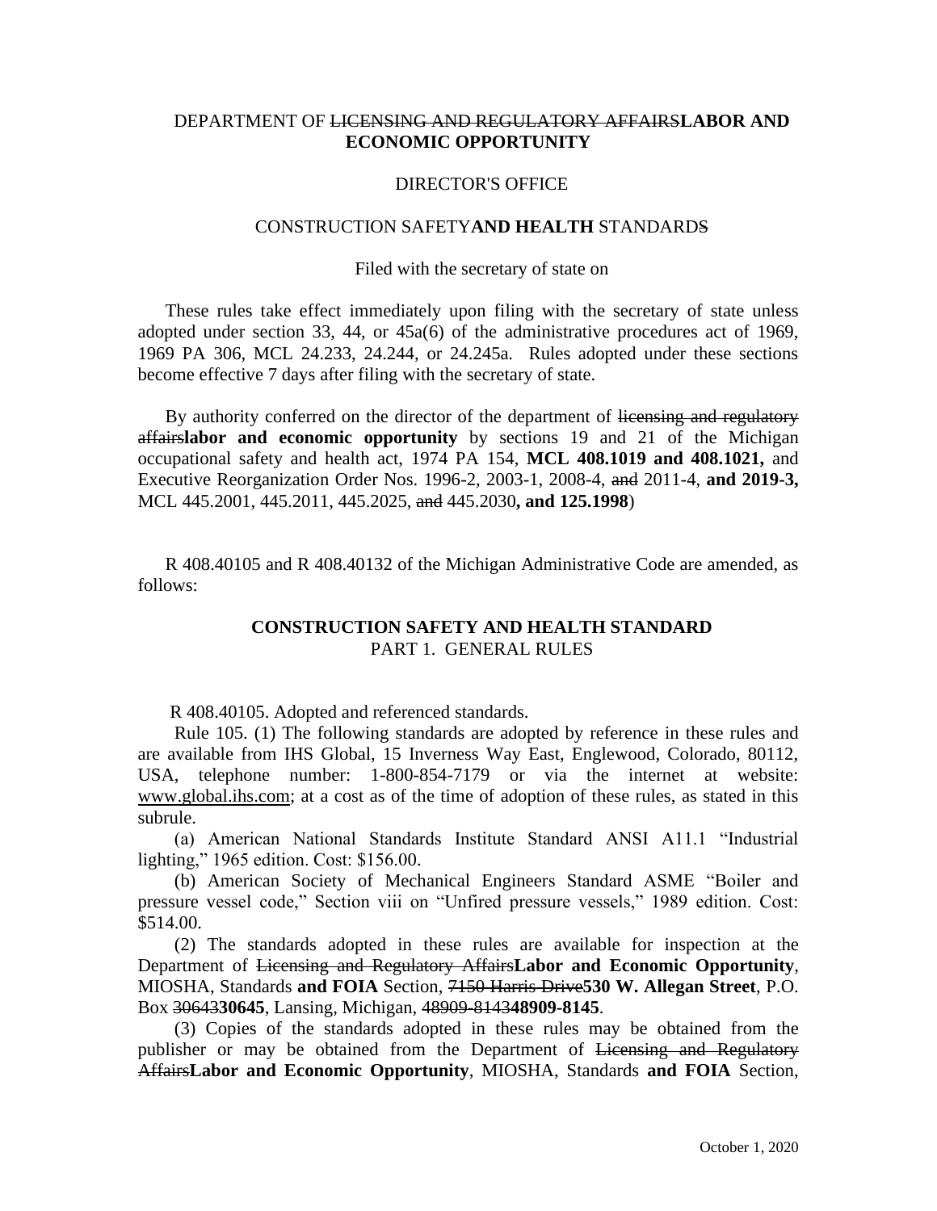DEPARTMENT OF ~~LICENSING AND REGULATORY AFFAIRS~~**LABOR AND ECONOMIC OPPORTUNITY**

DIRECTOR'S OFFICE

CONSTRUCTION SAFETY**AND HEALTH** STANDARD~~S~~

Filed with the secretary of state on

These rules take effect immediately upon filing with the secretary of state unless adopted under section 33, 44, or 45a(6) of the administrative procedures act of 1969, 1969 PA 306, MCL 24.233, 24.244, or 24.245a. Rules adopted under these sections become effective 7 days after filing with the secretary of state.

By authority conferred on the director of the department of ~~licensing and regulatory affairs~~**labor and economic opportunity** by sections 19 and 21 of the Michigan occupational safety and health act, 1974 PA 154, **MCL 408.1019 and 408.1021,** and Executive Reorganization Order Nos. 1996-2, 2003-1, 2008-4, ~~and~~ 2011-4, **and 2019-3,** MCL 445.2001, 445.2011, 445.2025, ~~and~~ 445.2030**, and 125.1998**)

R 408.40105 and R 408.40132 of the Michigan Administrative Code are amended, as follows:

**CONSTRUCTION SAFETY AND HEALTH STANDARD**
PART 1. GENERAL RULES

R 408.40105. Adopted and referenced standards.

Rule 105. (1) The following standards are adopted by reference in these rules and are available from IHS Global, 15 Inverness Way East, Englewood, Colorado, 80112, USA, telephone number: 1-800-854-7179 or via the internet at website: www.global.ihs.com; at a cost as of the time of adoption of these rules, as stated in this subrule.

(a) American National Standards Institute Standard ANSI A11.1 "Industrial lighting," 1965 edition. Cost: $156.00.

(b) American Society of Mechanical Engineers Standard ASME "Boiler and pressure vessel code," Section viii on "Unfired pressure vessels," 1989 edition. Cost: $514.00.

(2) The standards adopted in these rules are available for inspection at the Department of ~~Licensing and Regulatory Affairs~~**Labor and Economic Opportunity**, MIOSHA, Standards **and FOIA** Section, ~~7150 Harris Drive~~**530 W. Allegan Street**, P.O. Box ~~30643~~**30645**, Lansing, Michigan, ~~48909-8143~~**48909-8145**.

(3) Copies of the standards adopted in these rules may be obtained from the publisher or may be obtained from the Department of ~~Licensing and Regulatory Affairs~~**Labor and Economic Opportunity**, MIOSHA, Standards **and FOIA** Section,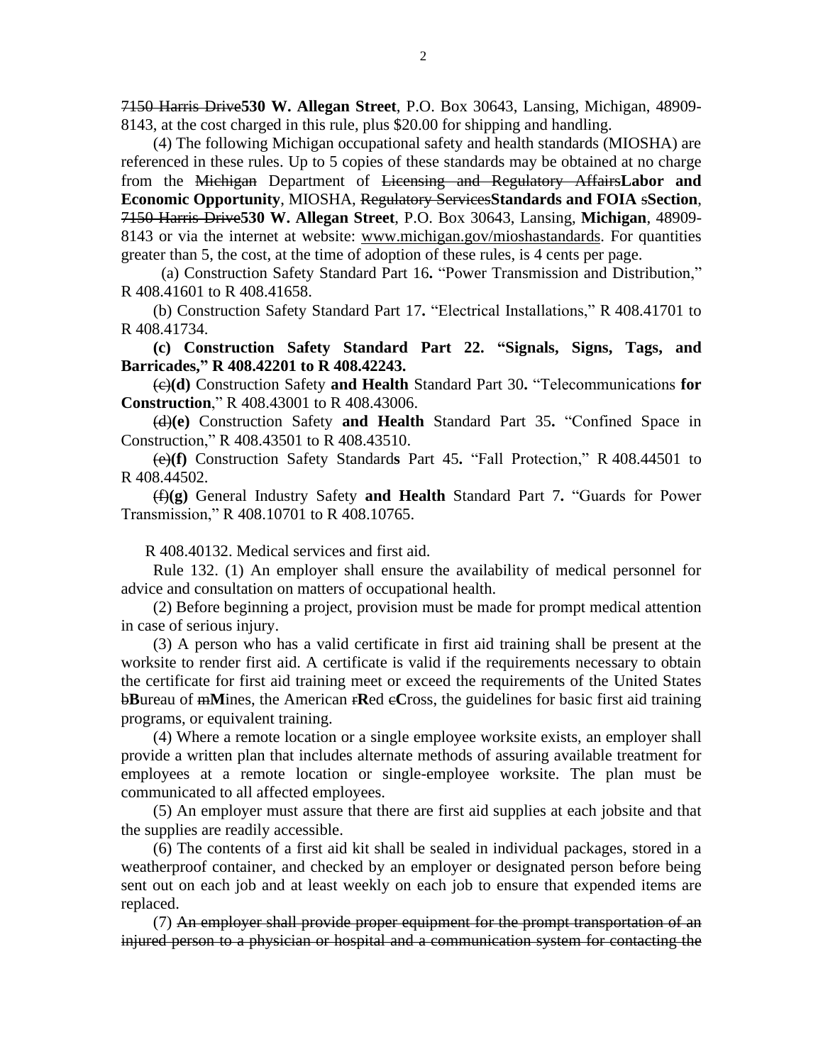~~7150 Harris Drive~~**530 W. Allegan Street**, P.O. Box 30643, Lansing, Michigan, 48909-8143, at the cost charged in this rule, plus $20.00 for shipping and handling.

(4) The following Michigan occupational safety and health standards (MIOSHA) are referenced in these rules. Up to 5 copies of these standards may be obtained at no charge from the ~~Michigan~~ Department of ~~Licensing and Regulatory Affairs~~**Labor and Economic Opportunity**, MIOSHA, ~~Regulatory Services~~**Standards and FOIA** ~~s~~**Section**, ~~7150 Harris Drive~~**530 W. Allegan Street**, P.O. Box 30643, Lansing, **Michigan**, 48909-8143 or via the internet at website: www.michigan.gov/mioshastandards. For quantities greater than 5, the cost, at the time of adoption of these rules, is 4 cents per page.

(a) Construction Safety Standard Part 16**.** "Power Transmission and Distribution," R 408.41601 to R 408.41658.

(b) Construction Safety Standard Part 17**.** "Electrical Installations," R 408.41701 to R 408.41734.

**(c) Construction Safety Standard Part 22. "Signals, Signs, Tags, and Barricades," R 408.42201 to R 408.42243.**

~~(c)~~**(d)** Construction Safety **and Health** Standard Part 30**.** "Telecommunications **for Construction**," R 408.43001 to R 408.43006.

~~(d)~~**(e)** Construction Safety **and Health** Standard Part 35**.** "Confined Space in Construction," R 408.43501 to R 408.43510.

~~(e)~~**(f)** Construction Safety Standard**s** Part 45**.** "Fall Protection," R 408.44501 to R 408.44502.

~~(f)~~**(g)** General Industry Safety **and Health** Standard Part 7**.** "Guards for Power Transmission," R 408.10701 to R 408.10765.

R 408.40132. Medical services and first aid.

Rule 132. (1) An employer shall ensure the availability of medical personnel for advice and consultation on matters of occupational health.

(2) Before beginning a project, provision must be made for prompt medical attention in case of serious injury.

(3) A person who has a valid certificate in first aid training shall be present at the worksite to render first aid. A certificate is valid if the requirements necessary to obtain the certificate for first aid training meet or exceed the requirements of the United States ~~b~~**B**ureau of ~~m~~**M**ines, the American ~~r~~**R**ed ~~c~~**C**ross, the guidelines for basic first aid training programs, or equivalent training.

(4) Where a remote location or a single employee worksite exists, an employer shall provide a written plan that includes alternate methods of assuring available treatment for employees at a remote location or single-employee worksite. The plan must be communicated to all affected employees.

(5) An employer must assure that there are first aid supplies at each jobsite and that the supplies are readily accessible.

(6) The contents of a first aid kit shall be sealed in individual packages, stored in a weatherproof container, and checked by an employer or designated person before being sent out on each job and at least weekly on each job to ensure that expended items are replaced.

(7) ~~An employer shall provide proper equipment for the prompt transportation of an injured person to a physician or hospital and a communication system for contacting the~~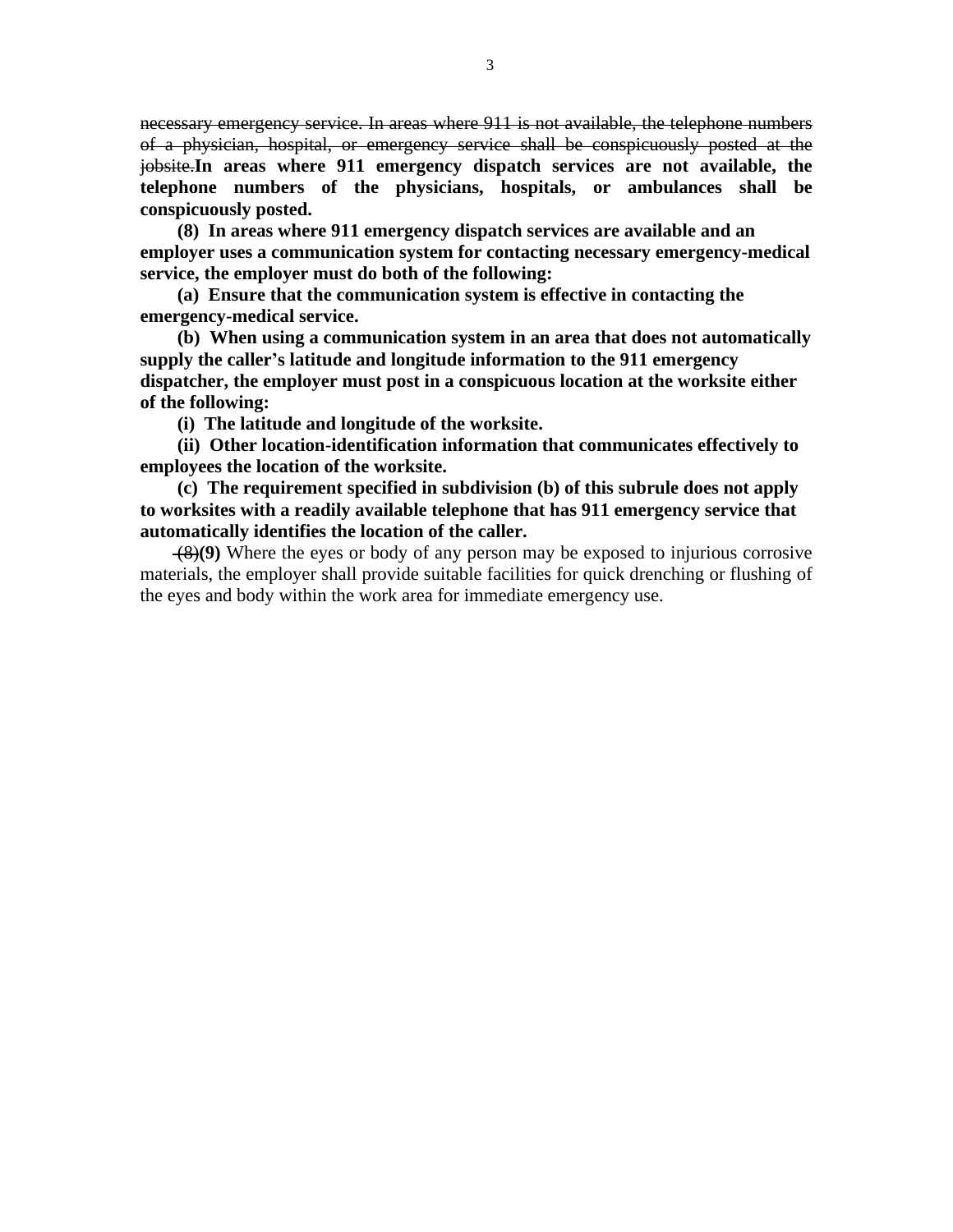~~necessary emergency service. In areas where 911 is not available, the telephone numbers of a physician, hospital, or emergency service shall be conspicuously posted at the jobsite.~~**In areas where 911 emergency dispatch services are not available, the telephone numbers of the physicians, hospitals, or ambulances shall be conspicuously posted.**

**(8) In areas where 911 emergency dispatch services are available and an employer uses a communication system for contacting necessary emergency-medical service, the employer must do both of the following:**

**(a) Ensure that the communication system is effective in contacting the emergency-medical service.**

**(b) When using a communication system in an area that does not automatically supply the caller's latitude and longitude information to the 911 emergency dispatcher, the employer must post in a conspicuous location at the worksite either of the following:**

**(i) The latitude and longitude of the worksite.**

**(ii) Other location-identification information that communicates effectively to employees the location of the worksite.**

**(c) The requirement specified in subdivision (b) of this subrule does not apply to worksites with a readily available telephone that has 911 emergency service that automatically identifies the location of the caller.**

~~(8)~~**(9)** Where the eyes or body of any person may be exposed to injurious corrosive materials, the employer shall provide suitable facilities for quick drenching or flushing of the eyes and body within the work area for immediate emergency use.